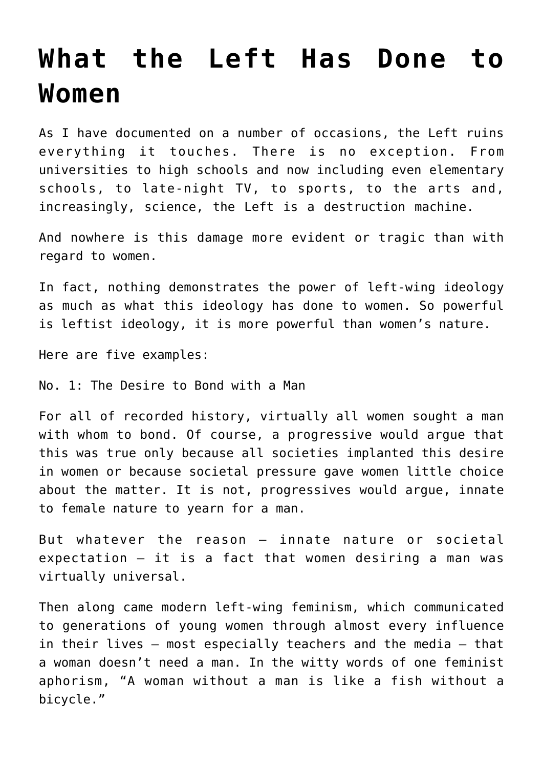# What the Left Has Done to Women

As I have documented on a number of occasions, the Left ruins everything it touches. There is no exception. From universities to high schools and now including even elementary schools, to late-night TV, to sports, to the arts and, increasingly, science, the Left is a destruction machine.

And nowhere is this damage more evident or tragic than with regard to women.

In fact, nothing demonstrates the power of left-wing ideology as much as what this ideology has done to women. So powerful is leftist ideology, it is more powerful than women's nature.

Here are five examples:

No. 1: The Desire to Bond with a Man

For all of recorded history, virtually all women sought a man with whom to bond. Of course, a progressive would argue that this was true only because all societies implanted this desire in women or because societal pressure gave women little choice about the matter. It is not, progressives would argue, innate to female nature to yearn for a man.

But whatever the reason — innate nature or societal expectation — it is a fact that women desiring a man was virtually universal.

Then along came modern left-wing feminism, which communicated to generations of young women through almost every influence in their lives — most especially teachers and the media — that a woman doesn't need a man. In the witty words of one feminist aphorism, "A woman without a man is like a fish without a bicycle."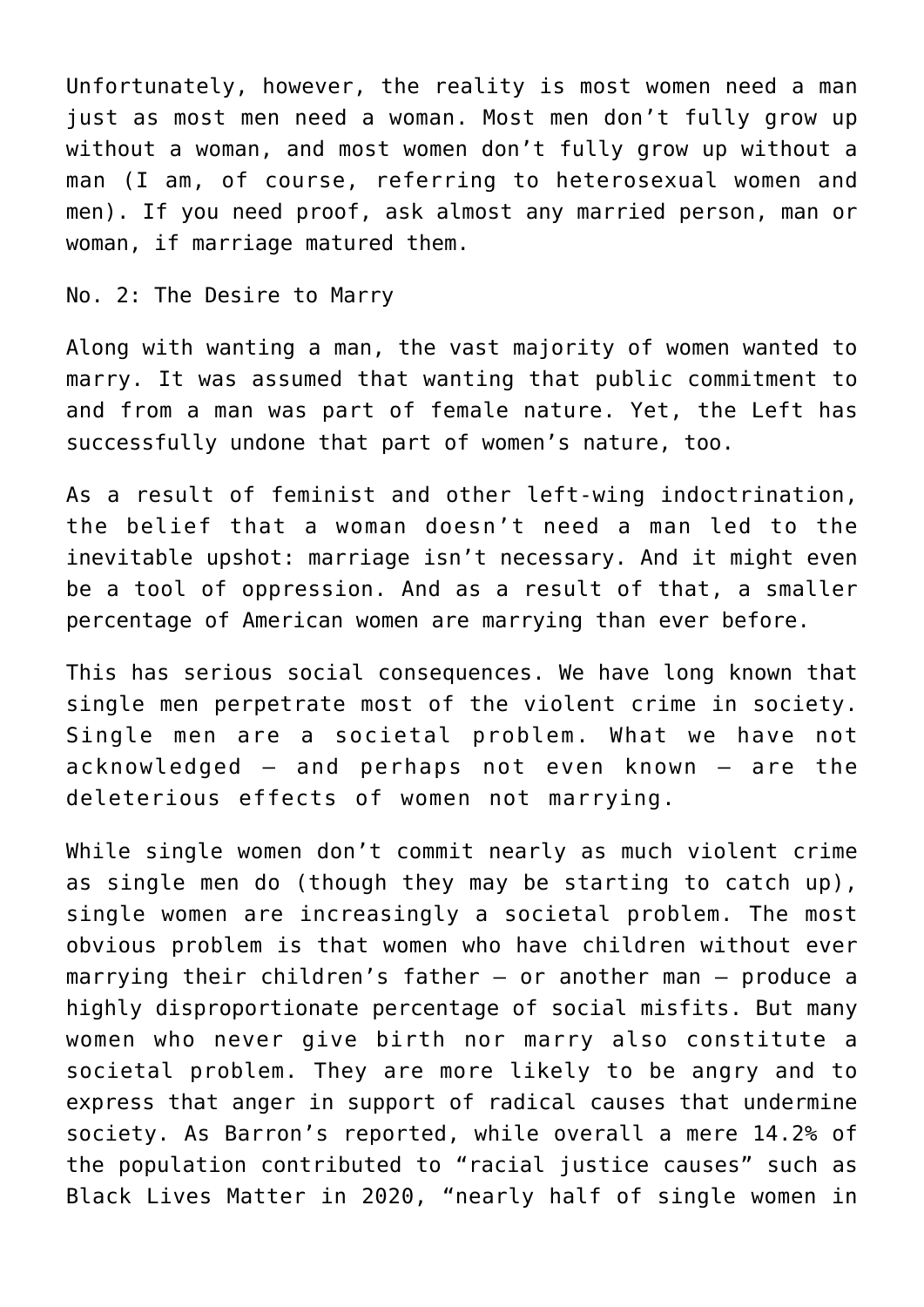Unfortunately, however, the reality is most women need a man just as most men need a woman. Most men don't fully grow up without a woman, and most women don't fully grow up without a man (I am, of course, referring to heterosexual women and men). If you need proof, ask almost any married person, man or woman, if marriage matured them.

No. 2: The Desire to Marry

Along with wanting a man, the vast majority of women wanted to marry. It was assumed that wanting that public commitment to and from a man was part of female nature. Yet, the Left has successfully undone that part of women's nature, too.

As a result of feminist and other left-wing indoctrination, the belief that a woman doesn't need a man led to the inevitable upshot: marriage isn't necessary. And it might even be a tool of oppression. And as a result of that, a smaller percentage of American women are marrying than ever before.

This has serious social consequences. We have long known that single men perpetrate most of the violent crime in society. Single men are a societal problem. What we have not acknowledged — and perhaps not even known — are the deleterious effects of women not marrying.

While single women don't commit nearly as much violent crime as single men do (though they may be starting to catch up), single women are increasingly a societal problem. The most obvious problem is that women who have children without ever marrying their children's father — or another man — produce a highly disproportionate percentage of social misfits. But many women who never give birth nor marry also constitute a societal problem. They are more likely to be angry and to express that anger in support of radical causes that undermine society. As Barron's reported, while overall a mere 14.2% of the population contributed to "racial justice causes" such as Black Lives Matter in 2020, "nearly half of single women in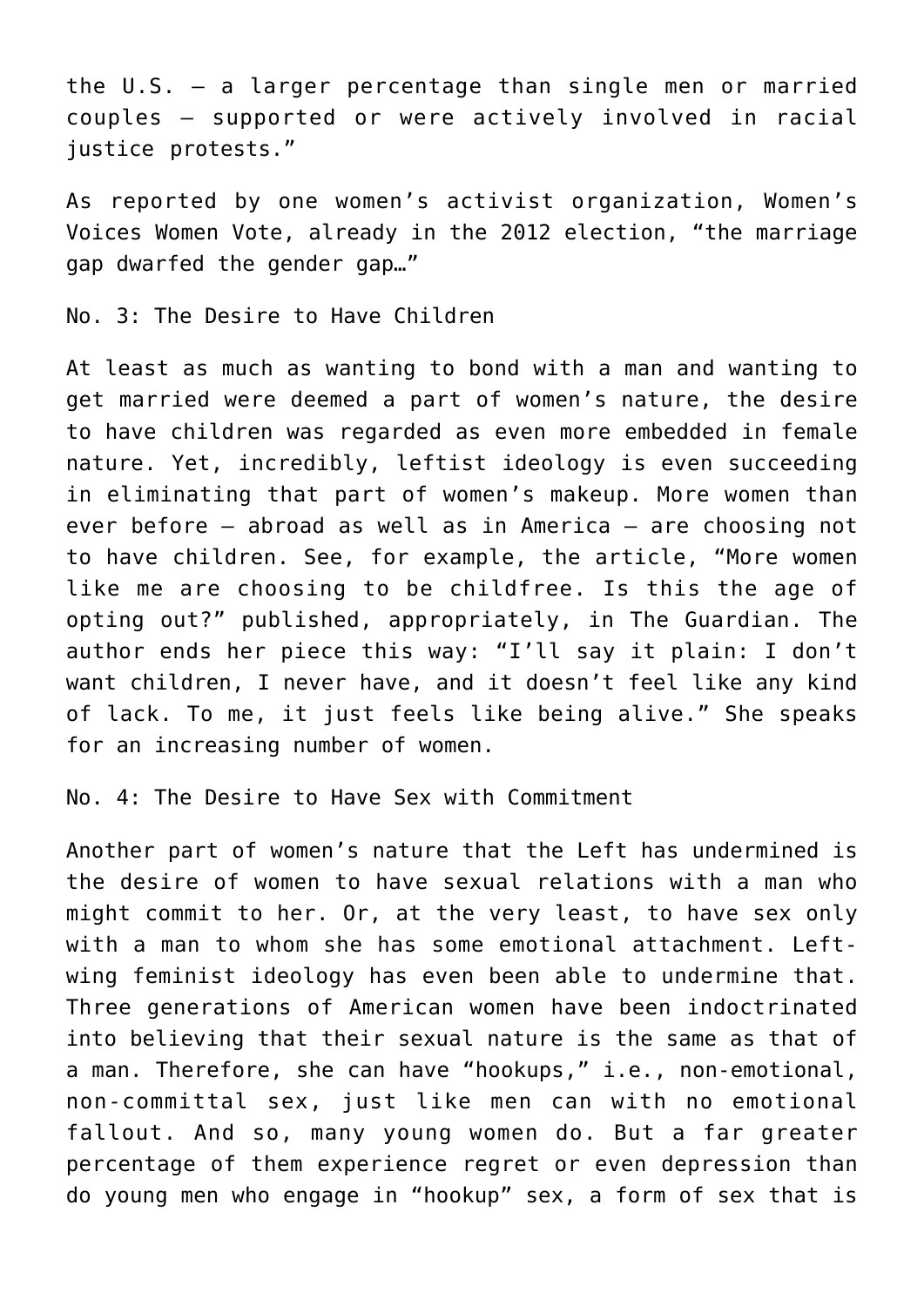the U.S. — a larger percentage than single men or married couples — supported or were actively involved in racial justice protests."

As reported by one women's activist organization, Women's Voices Women Vote, already in the 2012 election, "the marriage gap dwarfed the gender gap…"

No. 3: The Desire to Have Children

At least as much as wanting to bond with a man and wanting to get married were deemed a part of women's nature, the desire to have children was regarded as even more embedded in female nature. Yet, incredibly, leftist ideology is even succeeding in eliminating that part of women's makeup. More women than ever before — abroad as well as in America — are choosing not to have children. See, for example, the article, "More women like me are choosing to be childfree. Is this the age of opting out?" published, appropriately, in The Guardian. The author ends her piece this way: "I'll say it plain: I don't want children, I never have, and it doesn't feel like any kind of lack. To me, it just feels like being alive." She speaks for an increasing number of women.

No. 4: The Desire to Have Sex with Commitment

Another part of women's nature that the Left has undermined is the desire of women to have sexual relations with a man who might commit to her. Or, at the very least, to have sex only with a man to whom she has some emotional attachment. Left-wing feminist ideology has even been able to undermine that. Three generations of American women have been indoctrinated into believing that their sexual nature is the same as that of a man. Therefore, she can have "hookups," i.e., non-emotional, non-committal sex, just like men can with no emotional fallout. And so, many young women do. But a far greater percentage of them experience regret or even depression than do young men who engage in "hookup" sex, a form of sex that is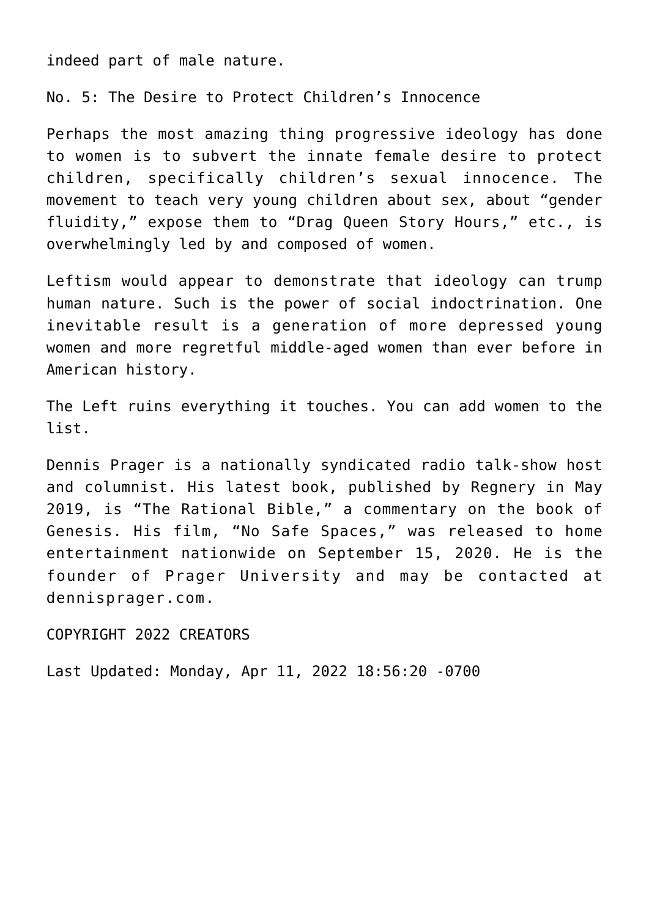indeed part of male nature.

No. 5: The Desire to Protect Children's Innocence

Perhaps the most amazing thing progressive ideology has done to women is to subvert the innate female desire to protect children, specifically children's sexual innocence. The movement to teach very young children about sex, about "gender fluidity," expose them to "Drag Queen Story Hours," etc., is overwhelmingly led by and composed of women.

Leftism would appear to demonstrate that ideology can trump human nature. Such is the power of social indoctrination. One inevitable result is a generation of more depressed young women and more regretful middle-aged women than ever before in American history.

The Left ruins everything it touches. You can add women to the list.

Dennis Prager is a nationally syndicated radio talk-show host and columnist. His latest book, published by Regnery in May 2019, is "The Rational Bible," a commentary on the book of Genesis. His film, "No Safe Spaces," was released to home entertainment nationwide on September 15, 2020. He is the founder of Prager University and may be contacted at dennisprager.com.

COPYRIGHT 2022 CREATORS

Last Updated: Monday, Apr 11, 2022 18:56:20 -0700